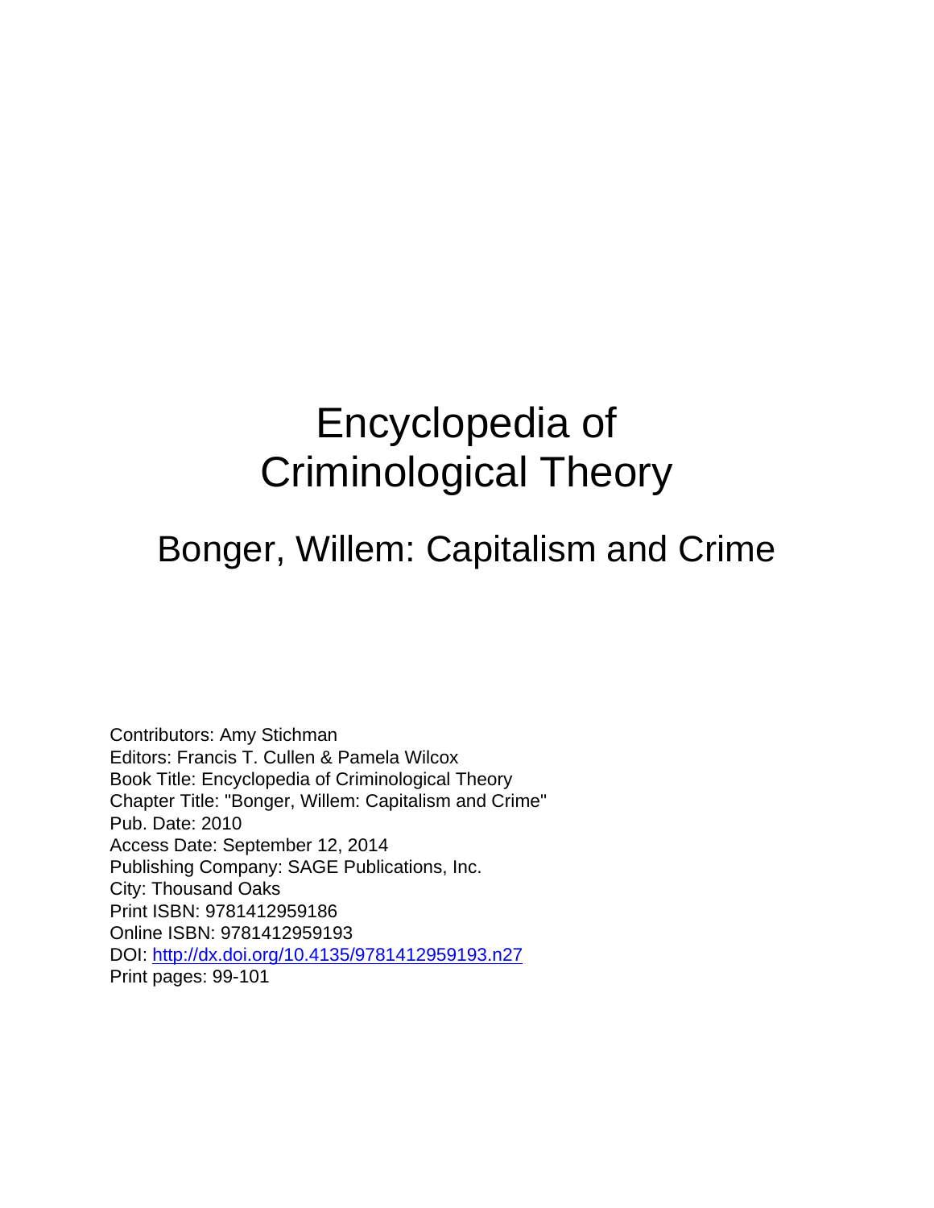# Encyclopedia of Criminological Theory

## Bonger, Willem: Capitalism and Crime

Contributors: Amy Stichman
Editors: Francis T. Cullen & Pamela Wilcox
Book Title: Encyclopedia of Criminological Theory
Chapter Title: "Bonger, Willem: Capitalism and Crime"
Pub. Date: 2010
Access Date: September 12, 2014
Publishing Company: SAGE Publications, Inc.
City: Thousand Oaks
Print ISBN: 9781412959186
Online ISBN: 9781412959193
DOI: http://dx.doi.org/10.4135/9781412959193.n27
Print pages: 99-101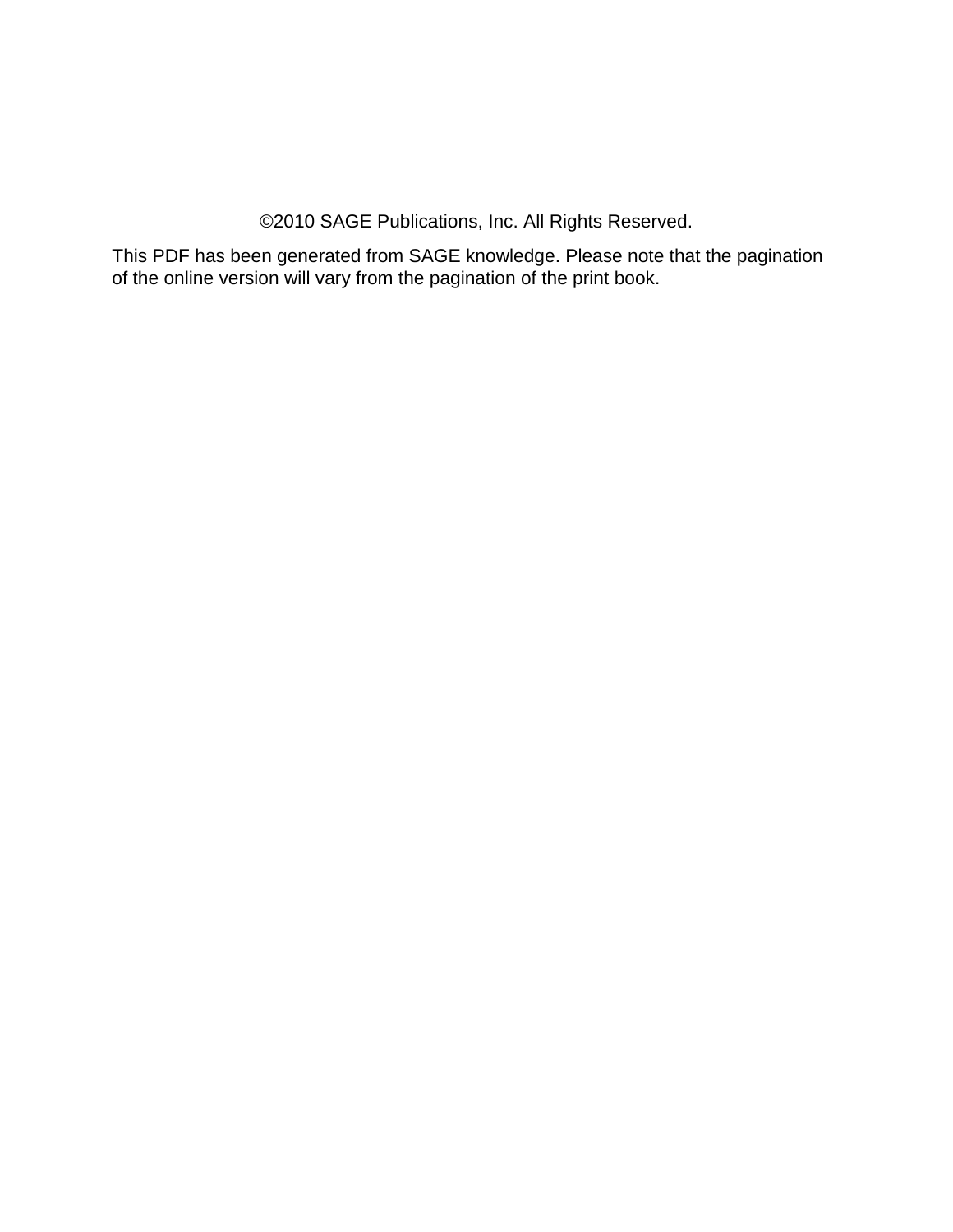©2010 SAGE Publications, Inc. All Rights Reserved.

This PDF has been generated from SAGE knowledge. Please note that the pagination of the online version will vary from the pagination of the print book.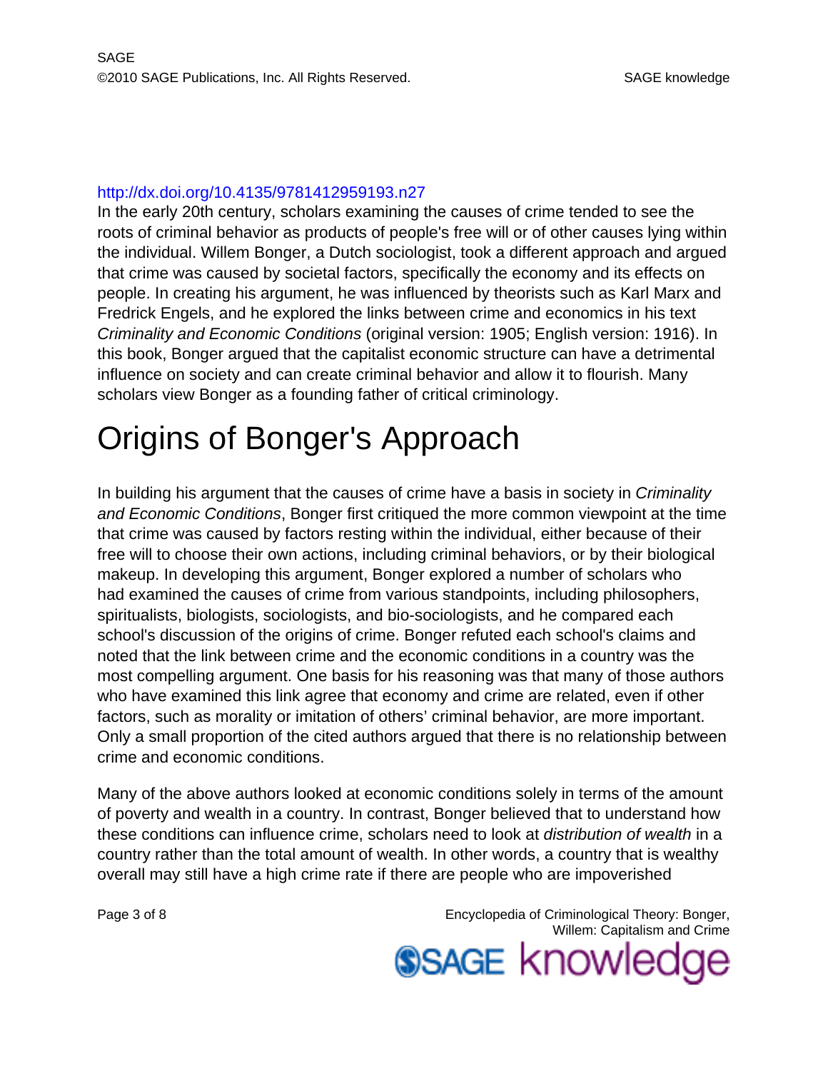http://dx.doi.org/10.4135/9781412959193.n27

In the early 20th century, scholars examining the causes of crime tended to see the roots of criminal behavior as products of people's free will or of other causes lying within the individual. Willem Bonger, a Dutch sociologist, took a different approach and argued that crime was caused by societal factors, specifically the economy and its effects on people. In creating his argument, he was influenced by theorists such as Karl Marx and Fredrick Engels, and he explored the links between crime and economics in his text *Criminality and Economic Conditions* (original version: 1905; English version: 1916). In this book, Bonger argued that the capitalist economic structure can have a detrimental influence on society and can create criminal behavior and allow it to flourish. Many scholars view Bonger as a founding father of critical criminology.

# Origins of Bonger's Approach

In building his argument that the causes of crime have a basis in society in *Criminality and Economic Conditions*, Bonger first critiqued the more common viewpoint at the time that crime was caused by factors resting within the individual, either because of their free will to choose their own actions, including criminal behaviors, or by their biological makeup. In developing this argument, Bonger explored a number of scholars who had examined the causes of crime from various standpoints, including philosophers, spiritualists, biologists, sociologists, and bio-sociologists, and he compared each school's discussion of the origins of crime. Bonger refuted each school's claims and noted that the link between crime and the economic conditions in a country was the most compelling argument. One basis for his reasoning was that many of those authors who have examined this link agree that economy and crime are related, even if other factors, such as morality or imitation of others' criminal behavior, are more important. Only a small proportion of the cited authors argued that there is no relationship between crime and economic conditions.

Many of the above authors looked at economic conditions solely in terms of the amount of poverty and wealth in a country. In contrast, Bonger believed that to understand how these conditions can influence crime, scholars need to look at *distribution of wealth* in a country rather than the total amount of wealth. In other words, a country that is wealthy overall may still have a high crime rate if there are people who are impoverished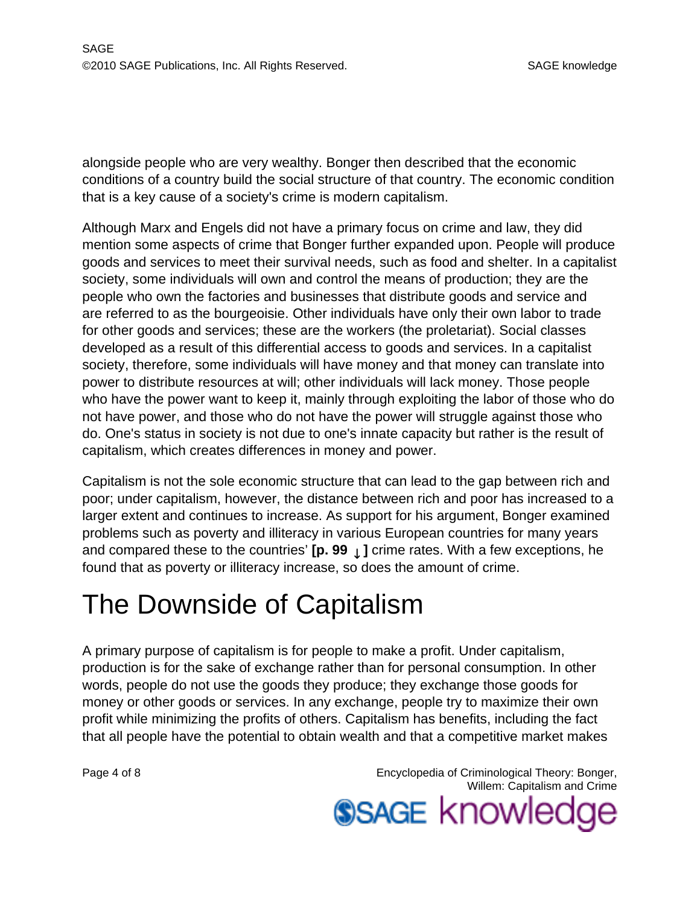alongside people who are very wealthy. Bonger then described that the economic conditions of a country build the social structure of that country. The economic condition that is a key cause of a society's crime is modern capitalism.

Although Marx and Engels did not have a primary focus on crime and law, they did mention some aspects of crime that Bonger further expanded upon. People will produce goods and services to meet their survival needs, such as food and shelter. In a capitalist society, some individuals will own and control the means of production; they are the people who own the factories and businesses that distribute goods and service and are referred to as the bourgeoisie. Other individuals have only their own labor to trade for other goods and services; these are the workers (the proletariat). Social classes developed as a result of this differential access to goods and services. In a capitalist society, therefore, some individuals will have money and that money can translate into power to distribute resources at will; other individuals will lack money. Those people who have the power want to keep it, mainly through exploiting the labor of those who do not have power, and those who do not have the power will struggle against those who do. One's status in society is not due to one's innate capacity but rather is the result of capitalism, which creates differences in money and power.

Capitalism is not the sole economic structure that can lead to the gap between rich and poor; under capitalism, however, the distance between rich and poor has increased to a larger extent and continues to increase. As support for his argument, Bonger examined problems such as poverty and illiteracy in various European countries for many years and compared these to the countries' **[p. 99 ↓]** crime rates. With a few exceptions, he found that as poverty or illiteracy increase, so does the amount of crime.

# The Downside of Capitalism

A primary purpose of capitalism is for people to make a profit. Under capitalism, production is for the sake of exchange rather than for personal consumption. In other words, people do not use the goods they produce; they exchange those goods for money or other goods or services. In any exchange, people try to maximize their own profit while minimizing the profits of others. Capitalism has benefits, including the fact that all people have the potential to obtain wealth and that a competitive market makes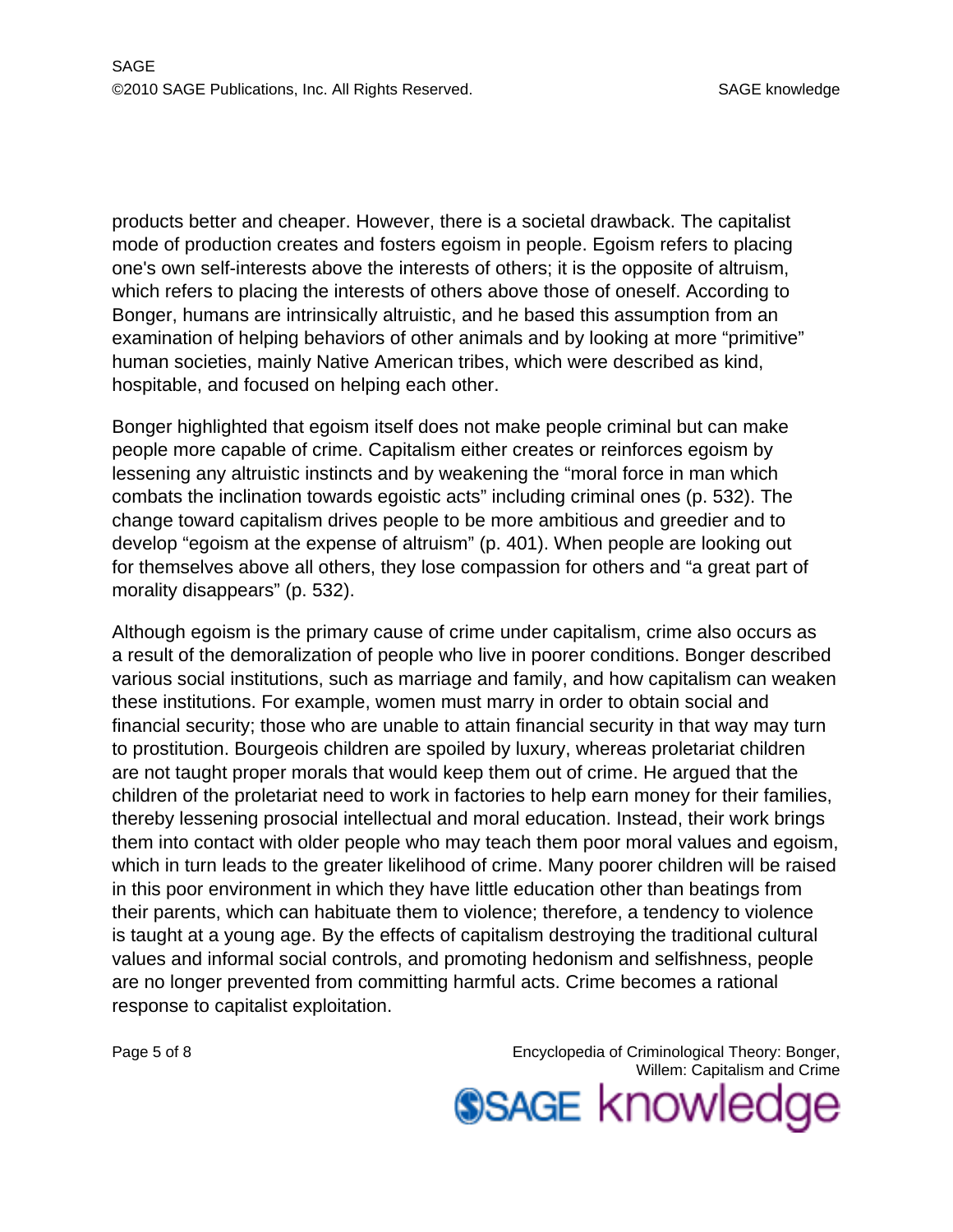products better and cheaper. However, there is a societal drawback. The capitalist mode of production creates and fosters egoism in people. Egoism refers to placing one's own self-interests above the interests of others; it is the opposite of altruism, which refers to placing the interests of others above those of oneself. According to Bonger, humans are intrinsically altruistic, and he based this assumption from an examination of helping behaviors of other animals and by looking at more "primitive" human societies, mainly Native American tribes, which were described as kind, hospitable, and focused on helping each other.

Bonger highlighted that egoism itself does not make people criminal but can make people more capable of crime. Capitalism either creates or reinforces egoism by lessening any altruistic instincts and by weakening the "moral force in man which combats the inclination towards egoistic acts" including criminal ones (p. 532). The change toward capitalism drives people to be more ambitious and greedier and to develop "egoism at the expense of altruism" (p. 401). When people are looking out for themselves above all others, they lose compassion for others and "a great part of morality disappears" (p. 532).

Although egoism is the primary cause of crime under capitalism, crime also occurs as a result of the demoralization of people who live in poorer conditions. Bonger described various social institutions, such as marriage and family, and how capitalism can weaken these institutions. For example, women must marry in order to obtain social and financial security; those who are unable to attain financial security in that way may turn to prostitution. Bourgeois children are spoiled by luxury, whereas proletariat children are not taught proper morals that would keep them out of crime. He argued that the children of the proletariat need to work in factories to help earn money for their families, thereby lessening prosocial intellectual and moral education. Instead, their work brings them into contact with older people who may teach them poor moral values and egoism, which in turn leads to the greater likelihood of crime. Many poorer children will be raised in this poor environment in which they have little education other than beatings from their parents, which can habituate them to violence; therefore, a tendency to violence is taught at a young age. By the effects of capitalism destroying the traditional cultural values and informal social controls, and promoting hedonism and selfishness, people are no longer prevented from committing harmful acts. Crime becomes a rational response to capitalist exploitation.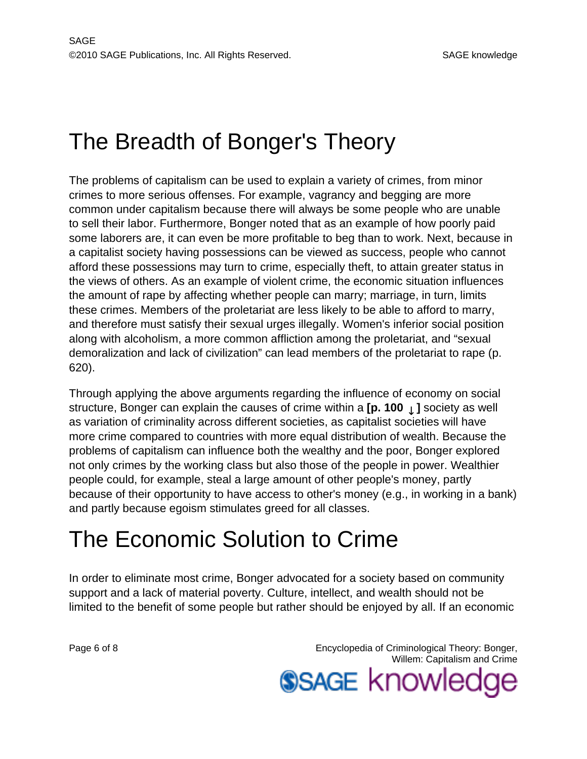# The Breadth of Bonger's Theory

The problems of capitalism can be used to explain a variety of crimes, from minor crimes to more serious offenses. For example, vagrancy and begging are more common under capitalism because there will always be some people who are unable to sell their labor. Furthermore, Bonger noted that as an example of how poorly paid some laborers are, it can even be more profitable to beg than to work. Next, because in a capitalist society having possessions can be viewed as success, people who cannot afford these possessions may turn to crime, especially theft, to attain greater status in the views of others. As an example of violent crime, the economic situation influences the amount of rape by affecting whether people can marry; marriage, in turn, limits these crimes. Members of the proletariat are less likely to be able to afford to marry, and therefore must satisfy their sexual urges illegally. Women's inferior social position along with alcoholism, a more common affliction among the proletariat, and "sexual demoralization and lack of civilization" can lead members of the proletariat to rape (p. 620).

Through applying the above arguments regarding the influence of economy on social structure, Bonger can explain the causes of crime within a **[p. 100 ↓ ]** society as well as variation of criminality across different societies, as capitalist societies will have more crime compared to countries with more equal distribution of wealth. Because the problems of capitalism can influence both the wealthy and the poor, Bonger explored not only crimes by the working class but also those of the people in power. Wealthier people could, for example, steal a large amount of other people's money, partly because of their opportunity to have access to other's money (e.g., in working in a bank) and partly because egoism stimulates greed for all classes.

# The Economic Solution to Crime

In order to eliminate most crime, Bonger advocated for a society based on community support and a lack of material poverty. Culture, intellect, and wealth should not be limited to the benefit of some people but rather should be enjoyed by all. If an economic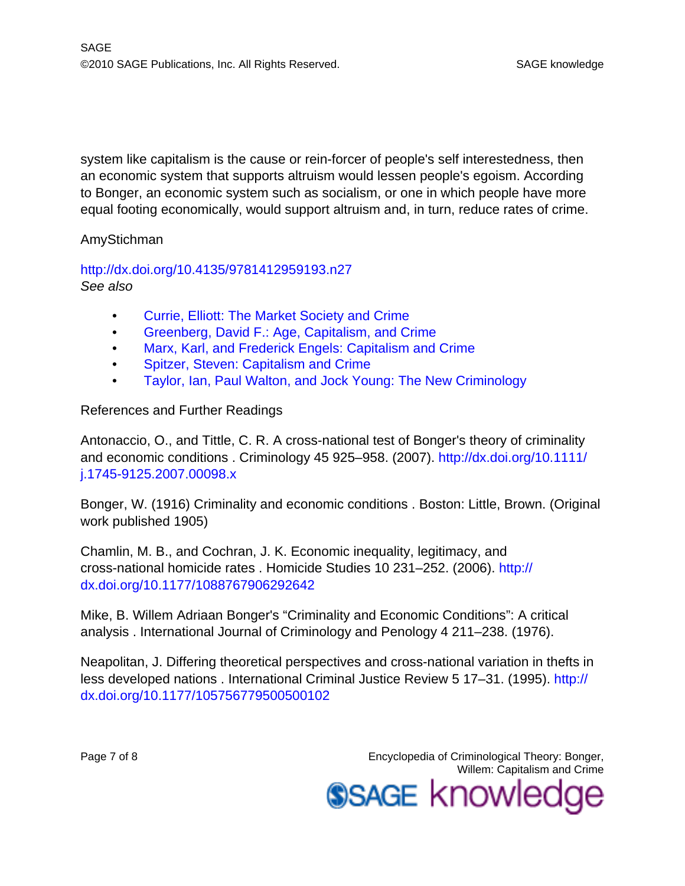system like capitalism is the cause or rein-forcer of people's self interestedness, then an economic system that supports altruism would lessen people's egoism. According to Bonger, an economic system such as socialism, or one in which people have more equal footing economically, would support altruism and, in turn, reduce rates of crime.

AmyStichman

http://dx.doi.org/10.4135/9781412959193.n27

*See also*

- Currie, Elliott: The Market Society and Crime
- Greenberg, David F.: Age, Capitalism, and Crime
- Marx, Karl, and Frederick Engels: Capitalism and Crime
- Spitzer, Steven: Capitalism and Crime
- Taylor, Ian, Paul Walton, and Jock Young: The New Criminology

References and Further Readings

Antonaccio, O., and Tittle, C. R. A cross-national test of Bonger's theory of criminality and economic conditions . Criminology 45 925–958. (2007). http://dx.doi.org/10.1111/j.1745-9125.2007.00098.x

Bonger, W. (1916) Criminality and economic conditions . Boston: Little, Brown. (Original work published 1905)

Chamlin, M. B., and Cochran, J. K. Economic inequality, legitimacy, and cross-national homicide rates . Homicide Studies 10 231–252. (2006). http://dx.doi.org/10.1177/1088767906292642

Mike, B. Willem Adriaan Bonger's “Criminality and Economic Conditions”: A critical analysis . International Journal of Criminology and Penology 4 211–238. (1976).

Neapolitan, J. Differing theoretical perspectives and cross-national variation in thefts in less developed nations . International Criminal Justice Review 5 17–31. (1995). http://dx.doi.org/10.1177/105756779500500102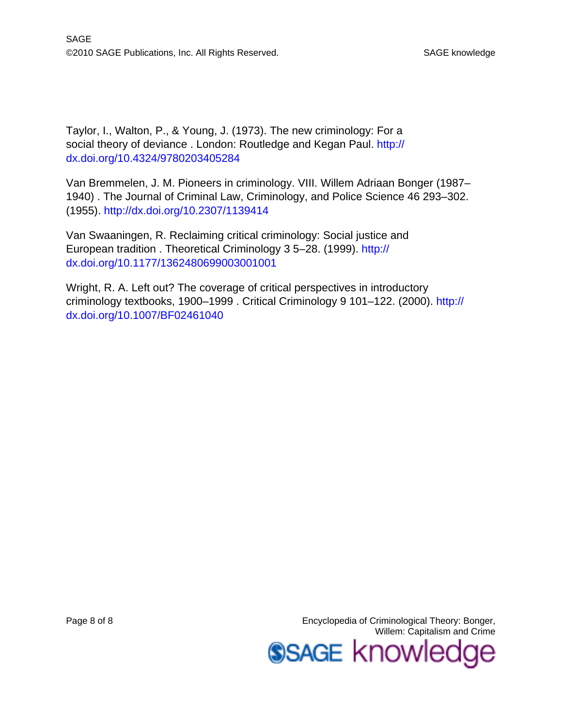Taylor, I., Walton, P., & Young, J. (1973). The new criminology: For a social theory of deviance . London: Routledge and Kegan Paul. http://dx.doi.org/10.4324/9780203405284

Van Bremmelen, J. M. Pioneers in criminology. VIII. Willem Adriaan Bonger (1987–1940) . The Journal of Criminal Law, Criminology, and Police Science 46 293–302. (1955). http://dx.doi.org/10.2307/1139414

Van Swaaningen, R. Reclaiming critical criminology: Social justice and European tradition . Theoretical Criminology 3 5–28. (1999). http://dx.doi.org/10.1177/1362480699003001001

Wright, R. A. Left out? The coverage of critical perspectives in introductory criminology textbooks, 1900–1999 . Critical Criminology 9 101–122. (2000). http://dx.doi.org/10.1007/BF02461040